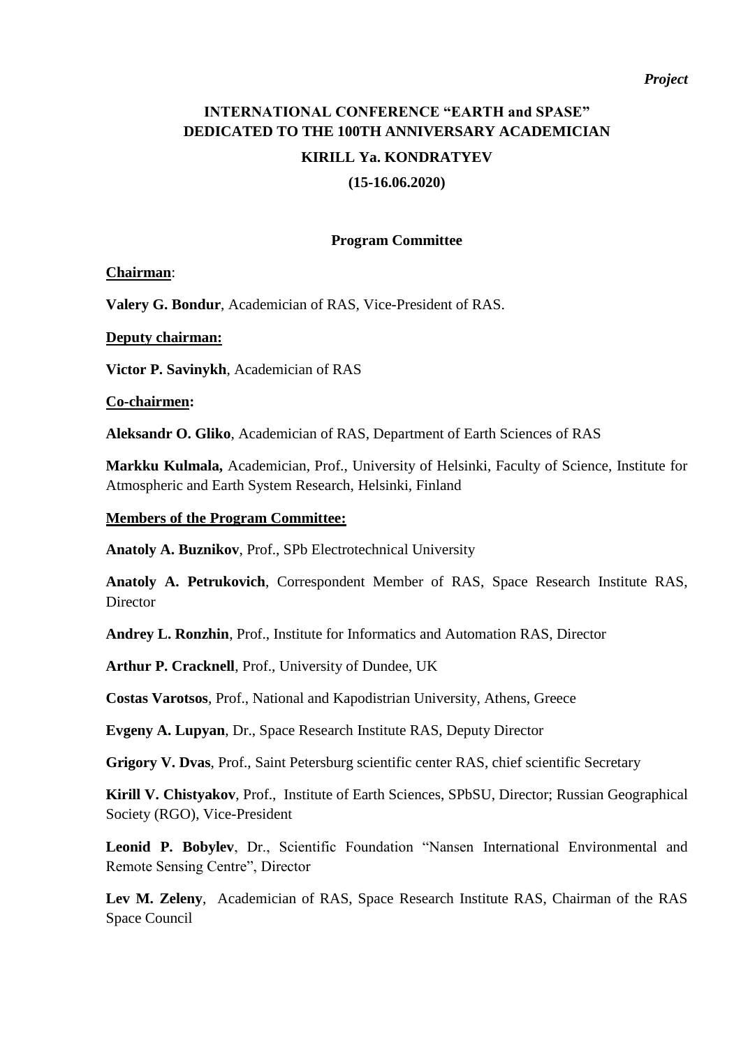*Project*

# INTERNATIONAL CONFERENCE "EARTH and SPASE" DEDICATED TO THE 100TH ANNIVERSARY ACADEMICIAN

# KIRILL Ya. KONDRATYEV

# (15-16.06.2020)

## Program Committee

**Chairman**:

**Valery G. Bondur**, Academician of RAS, Vice-President of RAS.

**Deputy chairman:**

**Victor P. Savinykh**, Academician of RAS

**Co-chairmen:**

**Aleksandr O. Gliko**, Academician of RAS, Department of Earth Sciences of RAS

**Markku Kulmala,** Academician, Prof., University of Helsinki, Faculty of Science, Institute for Atmospheric and Earth System Research, Helsinki, Finland

**Members of the Program Committee:**

**Anatoly A. Buznikov**, Prof., SPb Electrotechnical University

**Anatoly A. Petrukovich**, Correspondent Member of RAS, Space Research Institute RAS, Director

**Andrey L. Ronzhin**, Prof., Institute for Informatics and Automation RAS, Director

**Arthur P. Cracknell**, Prof., University of Dundee, UK

**Costas Varotsos**, Prof., National and Kapodistrian University, Athens, Greece

**Evgeny A. Lupyan**, Dr., Space Research Institute RAS, Deputy Director

**Grigory V. Dvas**, Prof., Saint Petersburg scientific center RAS, chief scientific Secretary

**Kirill V. Chistyakov**, Prof., Institute of Earth Sciences, SPbSU, Director; Russian Geographical Society (RGO), Vice-President

**Leonid P. Bobylev**, Dr., Scientific Foundation "Nansen International Environmental and Remote Sensing Centre", Director

**Lev M. Zeleny**, Academician of RAS, Space Research Institute RAS, Chairman of the RAS Space Council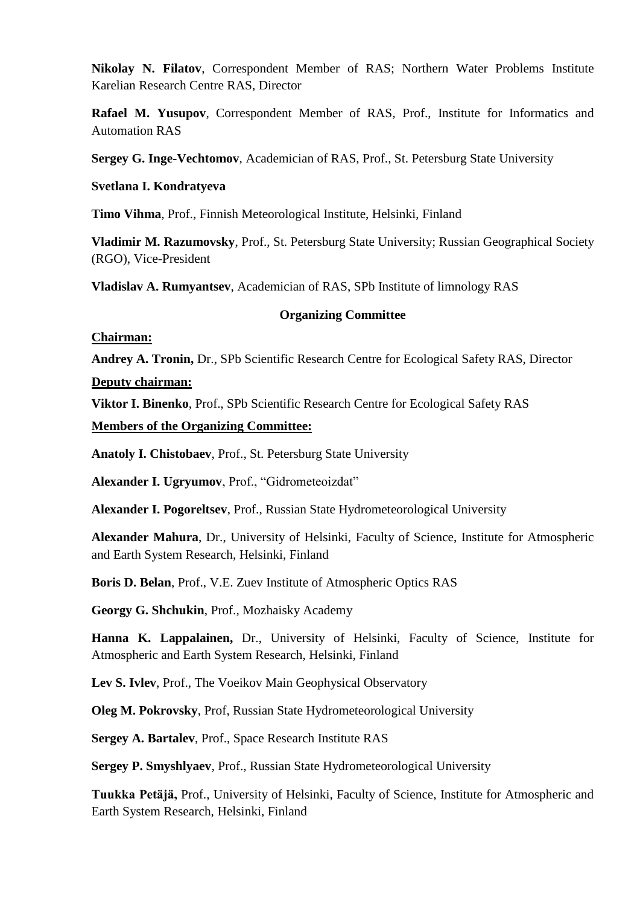**Nikolay N. Filatov**, Correspondent Member of RAS; Northern Water Problems Institute Karelian Research Centre RAS, Director

**Rafael M. Yusupov**, Correspondent Member of RAS, Prof., Institute for Informatics and Automation RAS

**Sergey G. Inge-Vechtomov**, Academician of RAS, Prof., St. Petersburg State University

**Svetlana I. Kondratyeva**

**Timo Vihma**, Prof., Finnish Meteorological Institute, Helsinki, Finland

**Vladimir M. Razumovsky**, Prof., St. Petersburg State University; Russian Geographical Society (RGO), Vice-President

**Vladislav A. Rumyantsev**, Academician of RAS, SPb Institute of limnology RAS

## Organizing Committee

**Chairman:**

**Andrey A. Tronin,** Dr., SPb Scientific Research Centre for Ecological Safety RAS, Director

**Deputy chairman:**

**Viktor I. Binenko**, Prof., SPb Scientific Research Centre for Ecological Safety RAS

**Members of the Organizing Committee:**

**Anatoly I. Chistobaev**, Prof., St. Petersburg State University

**Alexander I. Ugryumov**, Prof., "Gidrometeoizdat"

**Alexander I. Pogoreltsev**, Prof., Russian State Hydrometeorological University

**Alexander Mahura**, Dr., University of Helsinki, Faculty of Science, Institute for Atmospheric and Earth System Research, Helsinki, Finland

**Boris D. Belan**, Prof., V.E. Zuev Institute of Atmospheric Optics RAS

**Georgy G. Shchukin**, Prof., Mozhaisky Academy

**Hanna K. Lappalainen,** Dr., University of Helsinki, Faculty of Science, Institute for Atmospheric and Earth System Research, Helsinki, Finland

**Lev S. Ivlev**, Prof., The Voeikov Main Geophysical Observatory

**Oleg M. Pokrovsky**, Prof, Russian State Hydrometeorological University

**Sergey A. Bartalev**, Prof., Space Research Institute RAS

**Sergey P. Smyshlyaev**, Prof., Russian State Hydrometeorological University

**Tuukka Petäjä,** Prof., University of Helsinki, Faculty of Science, Institute for Atmospheric and Earth System Research, Helsinki, Finland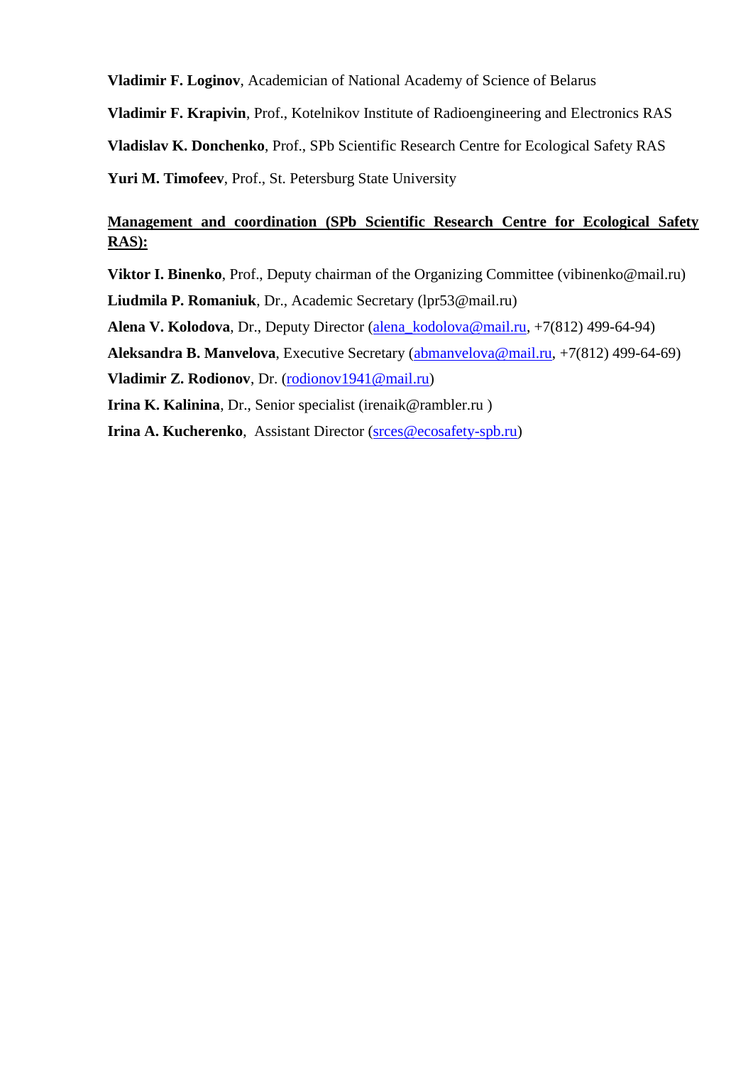**Vladimir F. Loginov**, Academician of National Academy of Science of Belarus

**Vladimir F. Krapivin**, Prof., Kotelnikov Institute of Radioengineering and Electronics RAS

**Vladislav K. Donchenko**, Prof., SPb Scientific Research Centre for Ecological Safety RAS

**Yuri M. Timofeev**, Prof., St. Petersburg State University

**Management and coordination (SPb Scientific Research Centre for Ecological Safety RAS):**

**Viktor I. Binenko**, Prof., Deputy chairman of the Organizing Committee (vibinenko@mail.ru)

**Liudmila P. Romaniuk**, Dr., Academic Secretary (lpr53@mail.ru)

**Alena V. Kolodova**, Dr., Deputy Director (alena_kodolova@mail.ru, +7(812) 499-64-94)

**Aleksandra B. Manvelova**, Executive Secretary (abmanvelova@mail.ru, +7(812) 499-64-69)

**Vladimir Z. Rodionov**, Dr. (rodionov1941@mail.ru)

**Irina K. Kalinina**, Dr., Senior specialist (irenaik@rambler.ru )

**Irina A. Kucherenko**, Assistant Director (srces@ecosafety-spb.ru)